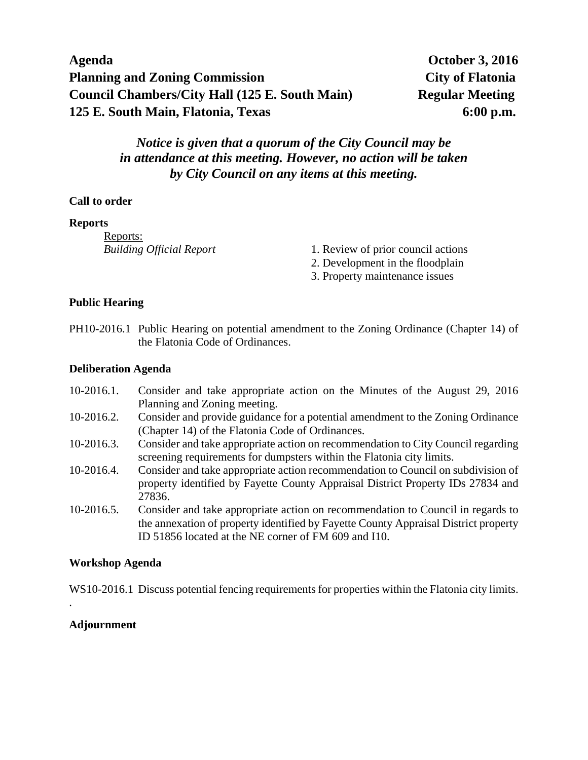**Agenda** **October 3, 2016**
**Planning and Zoning Commission** **City of Flatonia**
**Council Chambers/City Hall (125 E. South Main)** **Regular Meeting**
**125 E. South Main, Flatonia, Texas** **6:00 p.m.**

***Notice is given that a quorum of the City Council may be in attendance at this meeting. However, no action will be taken by City Council on any items at this meeting.***

**Call to order**

**Reports**

Reports:

*Building Official Report*

1. Review of prior council actions
2. Development in the floodplain
3. Property maintenance issues

**Public Hearing**

PH10-2016.1 Public Hearing on potential amendment to the Zoning Ordinance (Chapter 14) of the Flatonia Code of Ordinances.

**Deliberation Agenda**

10-2016.1. Consider and take appropriate action on the Minutes of the August 29, 2016 Planning and Zoning meeting.

10-2016.2. Consider and provide guidance for a potential amendment to the Zoning Ordinance (Chapter 14) of the Flatonia Code of Ordinances.

10-2016.3. Consider and take appropriate action on recommendation to City Council regarding screening requirements for dumpsters within the Flatonia city limits.

10-2016.4. Consider and take appropriate action recommendation to Council on subdivision of property identified by Fayette County Appraisal District Property IDs 27834 and 27836.

10-2016.5. Consider and take appropriate action on recommendation to Council in regards to the annexation of property identified by Fayette County Appraisal District property ID 51856 located at the NE corner of FM 609 and I10.

**Workshop Agenda**

WS10-2016.1 Discuss potential fencing requirements for properties within the Flatonia city limits.

.

**Adjournment**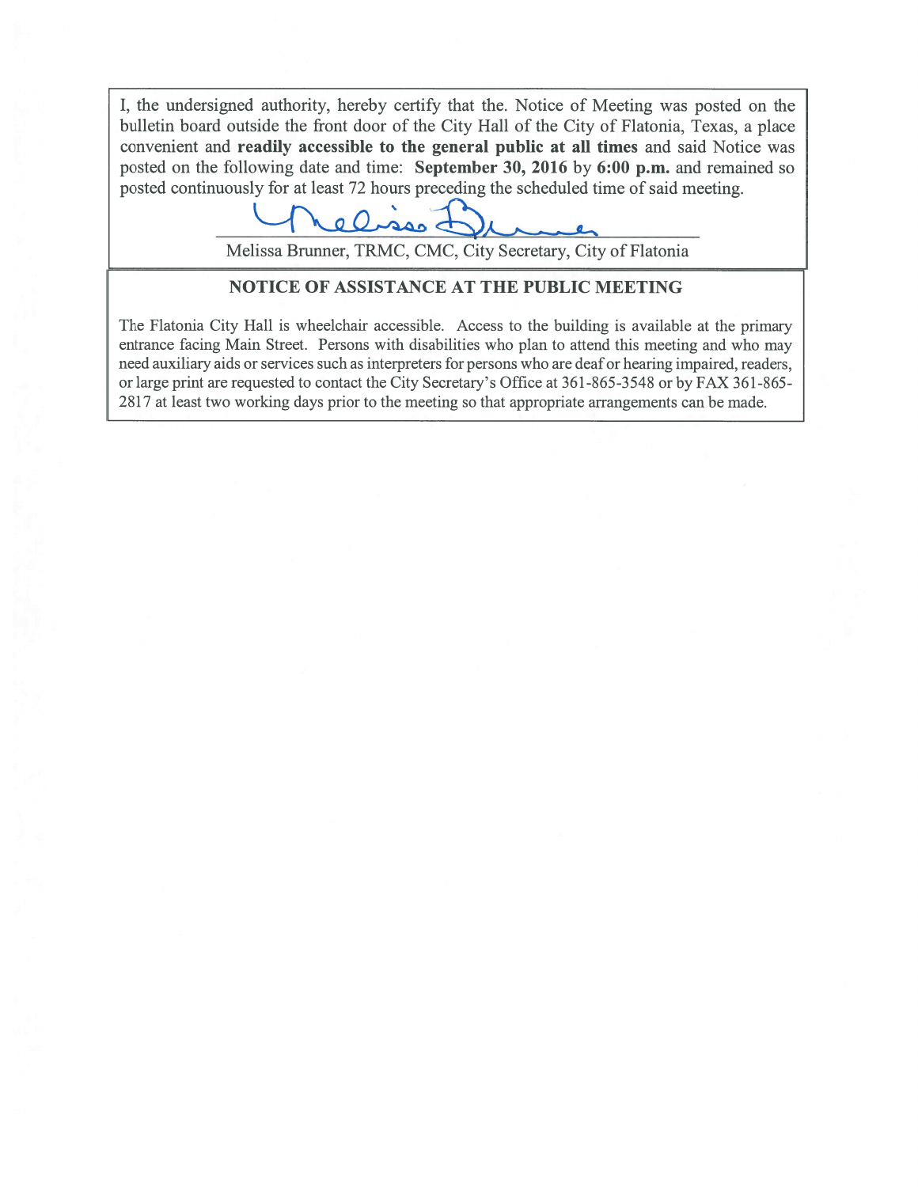I, the undersigned authority, hereby certify that the. Notice of Meeting was posted on the bulletin board outside the front door of the City Hall of the City of Flatonia, Texas, a place convenient and **readily accessible to the general public at all times** and said Notice was posted on the following date and time: **September 30, 2016** by **6:00 p.m.** and remained so posted continuously for at least 72 hours preceding the scheduled time of said meeting.

Melissa Brunner, TRMC, CMC, City Secretary, City of Flatonia

## NOTICE OF ASSISTANCE AT THE PUBLIC MEETING

The Flatonia City Hall is wheelchair accessible. Access to the building is available at the primary entrance facing Main Street. Persons with disabilities who plan to attend this meeting and who may need auxiliary aids or services such as interpreters for persons who are deaf or hearing impaired, readers, or large print are requested to contact the City Secretary's Office at 361-865-3548 or by FAX 361-865-2817 at least two working days prior to the meeting so that appropriate arrangements can be made.